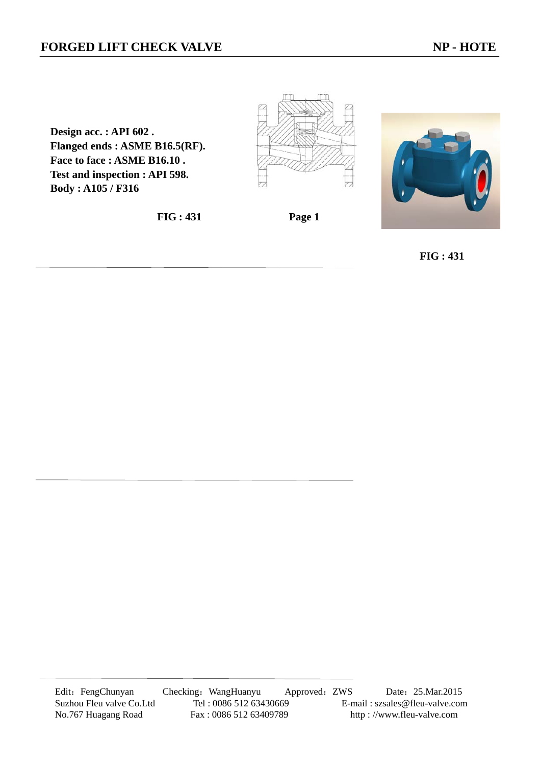# FORGED LIFT CHECK VALVE

**NP - HOTE**

**Design acc. : API 602 .**
**Flanged ends : ASME B16.5(RF).**
**Face to face : ASME B16.10 .**
**Test and inspection : API 598.**
**Body : A105 / F316**

**FIG : 431**

**Page 1**

**FIG : 431**

Edit：FengChunyan Checking：WangHuanyu Approved：ZWS Date：25.Mar.2015

Suzhou Fleu valve Co.Ltd Tel : 0086 512 63430669 E-mail : szsales@fleu-valve.com

No.767 Huagang Road Fax : 0086 512 63409789 http : //www.fleu-valve.com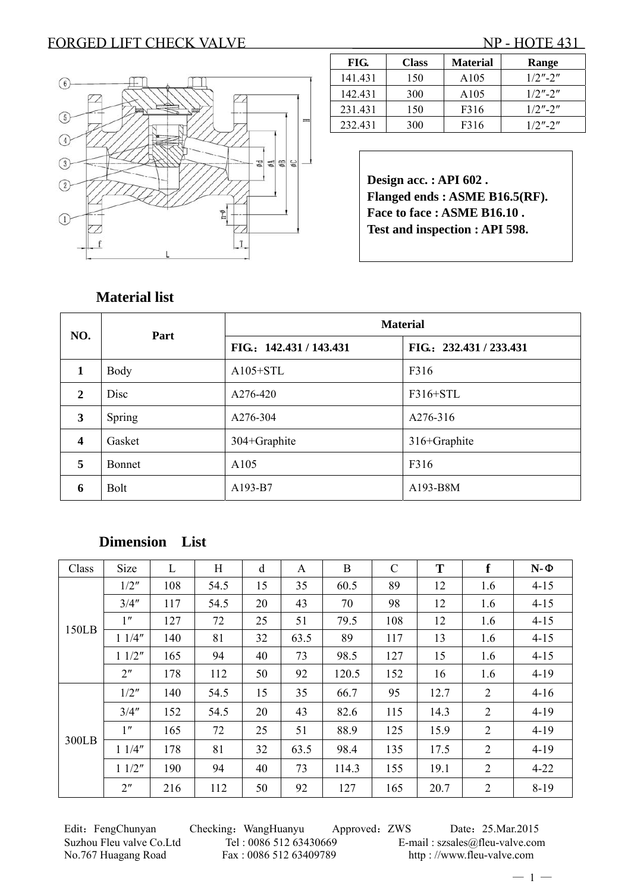FORGED LIFT CHECK VALVE NP - HOTE 431

| FIG. | Class | Material | Range |
|---|---|---|---|
| 141.431 | 150 | A105 | 1/2″-2″ |
| 142.431 | 300 | A105 | 1/2″-2″ |
| 231.431 | 150 | F316 | 1/2″-2″ |
| 232.431 | 300 | F316 | 1/2″-2″ |

**Design acc. : API 602 .**
**Flanged ends : ASME B16.5(RF).**
**Face to face : ASME B16.10 .**
**Test and inspection : API 598.**

## Material list

| NO. | Part | Material | |
|---|---|---|---|
| | | FIG.：142.431 / 143.431 | FIG.：232.431 / 233.431 |
| 1 | Body | A105+STL | F316 |
| 2 | Disc | A276-420 | F316+STL |
| 3 | Spring | A276-304 | A276-316 |
| 4 | Gasket | 304+Graphite | 316+Graphite |
| 5 | Bonnet | A105 | F316 |
| 6 | Bolt | A193-B7 | A193-B8M |

## Dimension List

| Class | Size | L | H | d | A | B | C | T | f | N-Φ |
|---|---|---|---|---|---|---|---|---|---|---|
| 150LB | 1/2″ | 108 | 54.5 | 15 | 35 | 60.5 | 89 | 12 | 1.6 | 4-15 |
| | 3/4″ | 117 | 54.5 | 20 | 43 | 70 | 98 | 12 | 1.6 | 4-15 |
| | 1″ | 127 | 72 | 25 | 51 | 79.5 | 108 | 12 | 1.6 | 4-15 |
| | 1 1/4″ | 140 | 81 | 32 | 63.5 | 89 | 117 | 13 | 1.6 | 4-15 |
| | 1 1/2″ | 165 | 94 | 40 | 73 | 98.5 | 127 | 15 | 1.6 | 4-15 |
| | 2″ | 178 | 112 | 50 | 92 | 120.5 | 152 | 16 | 1.6 | 4-19 |
| 300LB | 1/2″ | 140 | 54.5 | 15 | 35 | 66.7 | 95 | 12.7 | 2 | 4-16 |
| | 3/4″ | 152 | 54.5 | 20 | 43 | 82.6 | 115 | 14.3 | 2 | 4-19 |
| | 1″ | 165 | 72 | 25 | 51 | 88.9 | 125 | 15.9 | 2 | 4-19 |
| | 1 1/4″ | 178 | 81 | 32 | 63.5 | 98.4 | 135 | 17.5 | 2 | 4-19 |
| | 1 1/2″ | 190 | 94 | 40 | 73 | 114.3 | 155 | 19.1 | 2 | 4-22 |
| | 2″ | 216 | 112 | 50 | 92 | 127 | 165 | 20.7 | 2 | 8-19 |

Edit：FengChunyan Checking：WangHuanyu Approved：ZWS Date：25.Mar.2015
Suzhou Fleu valve Co.Ltd Tel : 0086 512 63430669 E-mail : szsales@fleu-valve.com
No.767 Huagang Road Fax : 0086 512 63409789 http : //www.fleu-valve.com